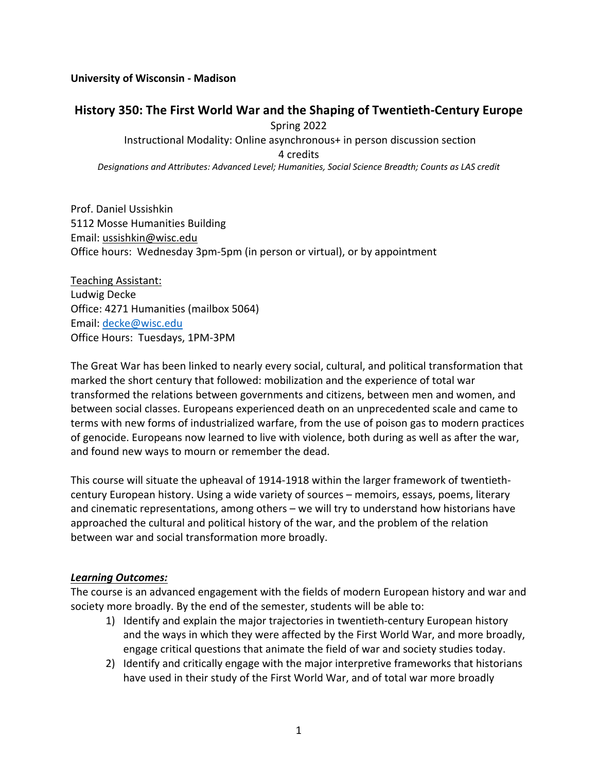**University of Wisconsin - Madison**

# History 350: The First World War and the Shaping of Twentieth-Century Europe

Spring 2022

Instructional Modality: Online asynchronous+ in person discussion section

4 credits

*Designations and Attributes: Advanced Level; Humanities, Social Science Breadth; Counts as LAS credit*

Prof. Daniel Ussishkin
5112 Mosse Humanities Building
Email: ussishkin@wisc.edu
Office hours: Wednesday 3pm-5pm (in person or virtual), or by appointment

Teaching Assistant:
Ludwig Decke
Office: 4271 Humanities (mailbox 5064)
Email: decke@wisc.edu
Office Hours: Tuesdays, 1PM-3PM

The Great War has been linked to nearly every social, cultural, and political transformation that marked the short century that followed: mobilization and the experience of total war transformed the relations between governments and citizens, between men and women, and between social classes. Europeans experienced death on an unprecedented scale and came to terms with new forms of industrialized warfare, from the use of poison gas to modern practices of genocide. Europeans now learned to live with violence, both during as well as after the war, and found new ways to mourn or remember the dead.

This course will situate the upheaval of 1914-1918 within the larger framework of twentieth-century European history. Using a wide variety of sources – memoirs, essays, poems, literary and cinematic representations, among others – we will try to understand how historians have approached the cultural and political history of the war, and the problem of the relation between war and social transformation more broadly.

***Learning Outcomes:***

The course is an advanced engagement with the fields of modern European history and war and society more broadly. By the end of the semester, students will be able to:

1) Identify and explain the major trajectories in twentieth-century European history and the ways in which they were affected by the First World War, and more broadly, engage critical questions that animate the field of war and society studies today.
2) Identify and critically engage with the major interpretive frameworks that historians have used in their study of the First World War, and of total war more broadly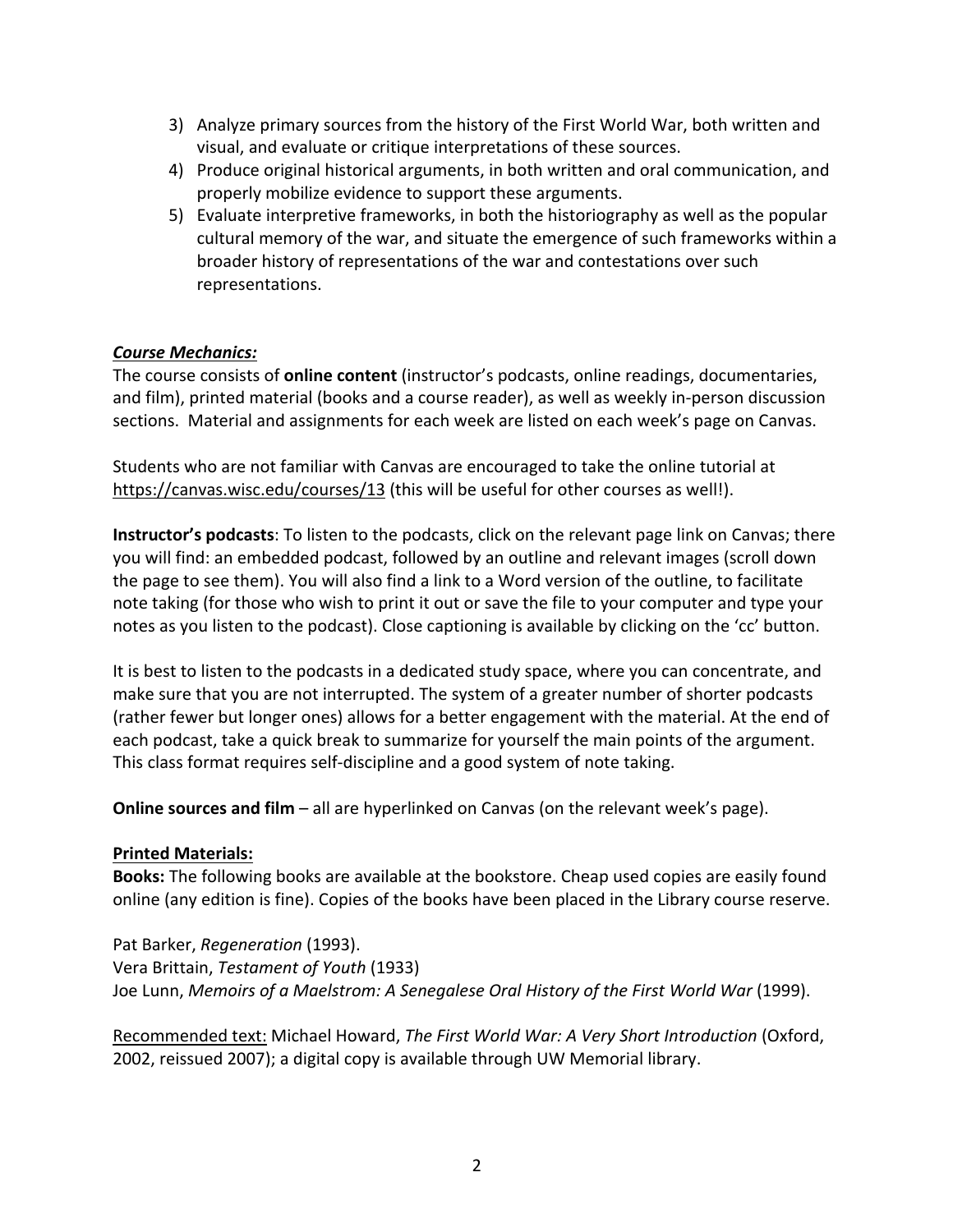3) Analyze primary sources from the history of the First World War, both written and visual, and evaluate or critique interpretations of these sources.
4) Produce original historical arguments, in both written and oral communication, and properly mobilize evidence to support these arguments.
5) Evaluate interpretive frameworks, in both the historiography as well as the popular cultural memory of the war, and situate the emergence of such frameworks within a broader history of representations of the war and contestations over such representations.

***Course Mechanics:***

The course consists of **online content** (instructor's podcasts, online readings, documentaries, and film), printed material (books and a course reader), as well as weekly in-person discussion sections. Material and assignments for each week are listed on each week's page on Canvas.

Students who are not familiar with Canvas are encouraged to take the online tutorial at https://canvas.wisc.edu/courses/13 (this will be useful for other courses as well!).

**Instructor's podcasts**: To listen to the podcasts, click on the relevant page link on Canvas; there you will find: an embedded podcast, followed by an outline and relevant images (scroll down the page to see them). You will also find a link to a Word version of the outline, to facilitate note taking (for those who wish to print it out or save the file to your computer and type your notes as you listen to the podcast). Close captioning is available by clicking on the 'cc' button.

It is best to listen to the podcasts in a dedicated study space, where you can concentrate, and make sure that you are not interrupted. The system of a greater number of shorter podcasts (rather fewer but longer ones) allows for a better engagement with the material. At the end of each podcast, take a quick break to summarize for yourself the main points of the argument. This class format requires self-discipline and a good system of note taking.

**Online sources and film** – all are hyperlinked on Canvas (on the relevant week's page).

**Printed Materials:**

**Books:** The following books are available at the bookstore. Cheap used copies are easily found online (any edition is fine). Copies of the books have been placed in the Library course reserve.

Pat Barker, *Regeneration* (1993).
Vera Brittain, *Testament of Youth* (1933)
Joe Lunn, *Memoirs of a Maelstrom: A Senegalese Oral History of the First World War* (1999).

Recommended text: Michael Howard, *The First World War: A Very Short Introduction* (Oxford, 2002, reissued 2007); a digital copy is available through UW Memorial library.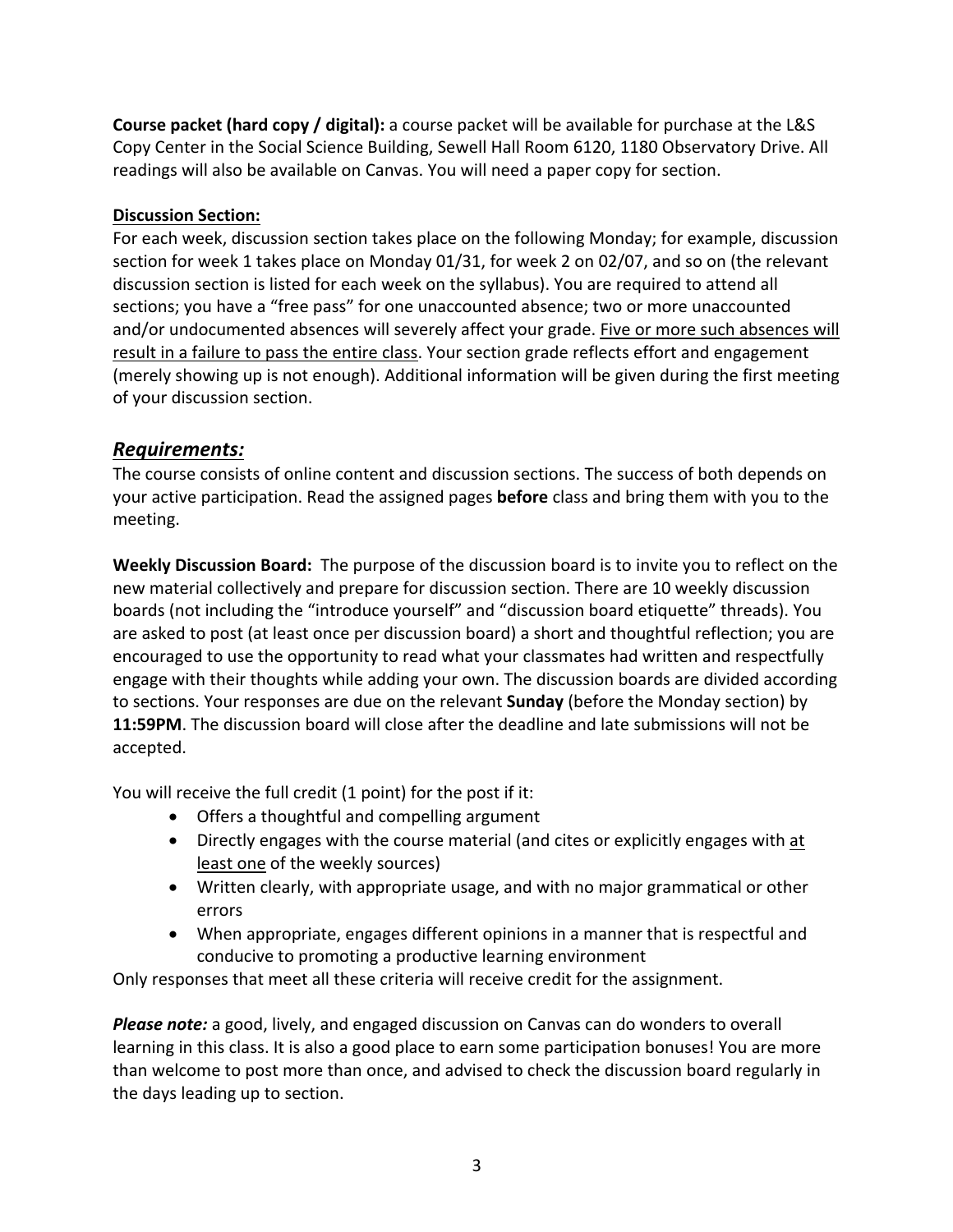**Course packet (hard copy / digital):** a course packet will be available for purchase at the L&S Copy Center in the Social Science Building, Sewell Hall Room 6120, 1180 Observatory Drive. All readings will also be available on Canvas. You will need a paper copy for section.

**Discussion Section:**

For each week, discussion section takes place on the following Monday; for example, discussion section for week 1 takes place on Monday 01/31, for week 2 on 02/07, and so on (the relevant discussion section is listed for each week on the syllabus). You are required to attend all sections; you have a "free pass" for one unaccounted absence; two or more unaccounted and/or undocumented absences will severely affect your grade. Five or more such absences will result in a failure to pass the entire class. Your section grade reflects effort and engagement (merely showing up is not enough). Additional information will be given during the first meeting of your discussion section.

## *Requirements:*

The course consists of online content and discussion sections. The success of both depends on your active participation. Read the assigned pages **before** class and bring them with you to the meeting.

**Weekly Discussion Board:** The purpose of the discussion board is to invite you to reflect on the new material collectively and prepare for discussion section. There are 10 weekly discussion boards (not including the "introduce yourself" and "discussion board etiquette" threads). You are asked to post (at least once per discussion board) a short and thoughtful reflection; you are encouraged to use the opportunity to read what your classmates had written and respectfully engage with their thoughts while adding your own. The discussion boards are divided according to sections. Your responses are due on the relevant **Sunday** (before the Monday section) by **11:59PM**. The discussion board will close after the deadline and late submissions will not be accepted.

You will receive the full credit (1 point) for the post if it:

- Offers a thoughtful and compelling argument
- Directly engages with the course material (and cites or explicitly engages with at least one of the weekly sources)
- Written clearly, with appropriate usage, and with no major grammatical or other errors
- When appropriate, engages different opinions in a manner that is respectful and conducive to promoting a productive learning environment

Only responses that meet all these criteria will receive credit for the assignment.

***Please note:*** a good, lively, and engaged discussion on Canvas can do wonders to overall learning in this class. It is also a good place to earn some participation bonuses! You are more than welcome to post more than once, and advised to check the discussion board regularly in the days leading up to section.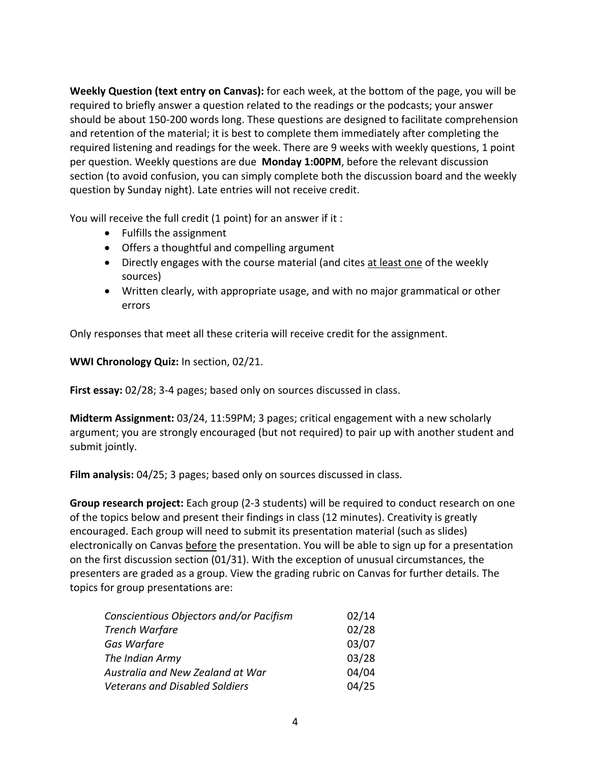**Weekly Question (text entry on Canvas):** for each week, at the bottom of the page, you will be required to briefly answer a question related to the readings or the podcasts; your answer should be about 150-200 words long. These questions are designed to facilitate comprehension and retention of the material; it is best to complete them immediately after completing the required listening and readings for the week. There are 9 weeks with weekly questions, 1 point per question. Weekly questions are due **Monday 1:00PM**, before the relevant discussion section (to avoid confusion, you can simply complete both the discussion board and the weekly question by Sunday night). Late entries will not receive credit.

You will receive the full credit (1 point) for an answer if it :

- Fulfills the assignment
- Offers a thoughtful and compelling argument
- Directly engages with the course material (and cites <u>at least one</u> of the weekly sources)
- Written clearly, with appropriate usage, and with no major grammatical or other errors

Only responses that meet all these criteria will receive credit for the assignment.

**WWI Chronology Quiz:** In section, 02/21.

**First essay:** 02/28; 3-4 pages; based only on sources discussed in class.

**Midterm Assignment:** 03/24, 11:59PM; 3 pages; critical engagement with a new scholarly argument; you are strongly encouraged (but not required) to pair up with another student and submit jointly.

**Film analysis:** 04/25; 3 pages; based only on sources discussed in class.

**Group research project:** Each group (2-3 students) will be required to conduct research on one of the topics below and present their findings in class (12 minutes). Creativity is greatly encouraged. Each group will need to submit its presentation material (such as slides) electronically on Canvas <u>before</u> the presentation. You will be able to sign up for a presentation on the first discussion section (01/31). With the exception of unusual circumstances, the presenters are graded as a group. View the grading rubric on Canvas for further details. The topics for group presentations are:

| Topic | Date |
|---|---|
| *Conscientious Objectors and/or Pacifism* | 02/14 |
| *Trench Warfare* | 02/28 |
| *Gas Warfare* | 03/07 |
| *The Indian Army* | 03/28 |
| *Australia and New Zealand at War* | 04/04 |
| *Veterans and Disabled Soldiers* | 04/25 |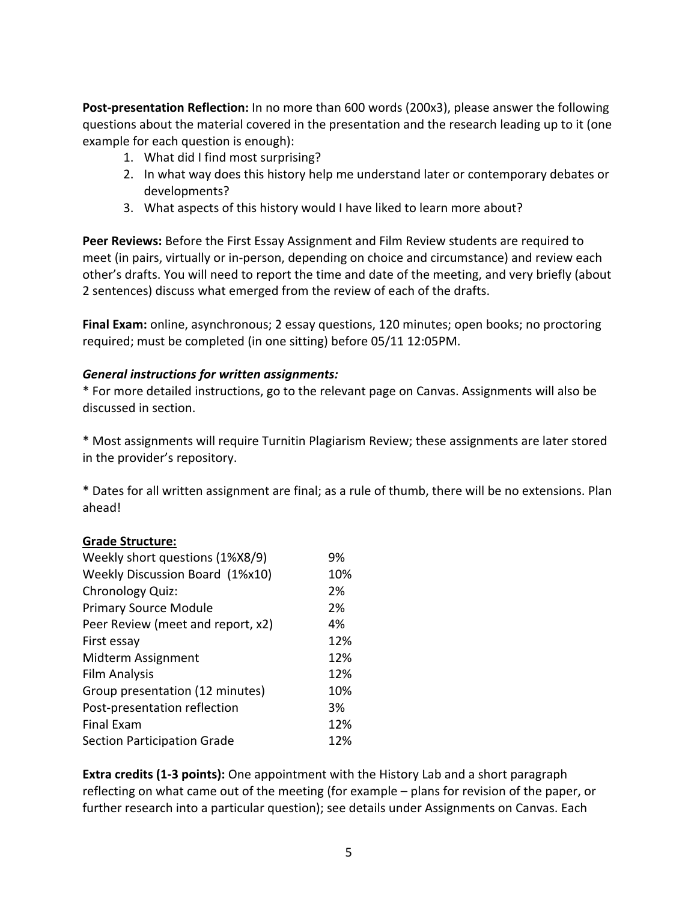**Post-presentation Reflection:** In no more than 600 words (200x3), please answer the following questions about the material covered in the presentation and the research leading up to it (one example for each question is enough):

1. What did I find most surprising?
2. In what way does this history help me understand later or contemporary debates or developments?
3. What aspects of this history would I have liked to learn more about?

**Peer Reviews:** Before the First Essay Assignment and Film Review students are required to meet (in pairs, virtually or in-person, depending on choice and circumstance) and review each other's drafts. You will need to report the time and date of the meeting, and very briefly (about 2 sentences) discuss what emerged from the review of each of the drafts.

**Final Exam:** online, asynchronous; 2 essay questions, 120 minutes; open books; no proctoring required; must be completed (in one sitting) before 05/11 12:05PM.

***General instructions for written assignments:***

* For more detailed instructions, go to the relevant page on Canvas. Assignments will also be discussed in section.

* Most assignments will require Turnitin Plagiarism Review; these assignments are later stored in the provider's repository.

* Dates for all written assignment are final; as a rule of thumb, there will be no extensions. Plan ahead!

**Grade Structure:**

| | |
|---|---|
| Weekly short questions (1%X8/9) | 9% |
| Weekly Discussion Board (1%x10) | 10% |
| Chronology Quiz: | 2% |
| Primary Source Module | 2% |
| Peer Review (meet and report, x2) | 4% |
| First essay | 12% |
| Midterm Assignment | 12% |
| Film Analysis | 12% |
| Group presentation (12 minutes) | 10% |
| Post-presentation reflection | 3% |
| Final Exam | 12% |
| Section Participation Grade | 12% |

**Extra credits (1-3 points):** One appointment with the History Lab and a short paragraph reflecting on what came out of the meeting (for example – plans for revision of the paper, or further research into a particular question); see details under Assignments on Canvas. Each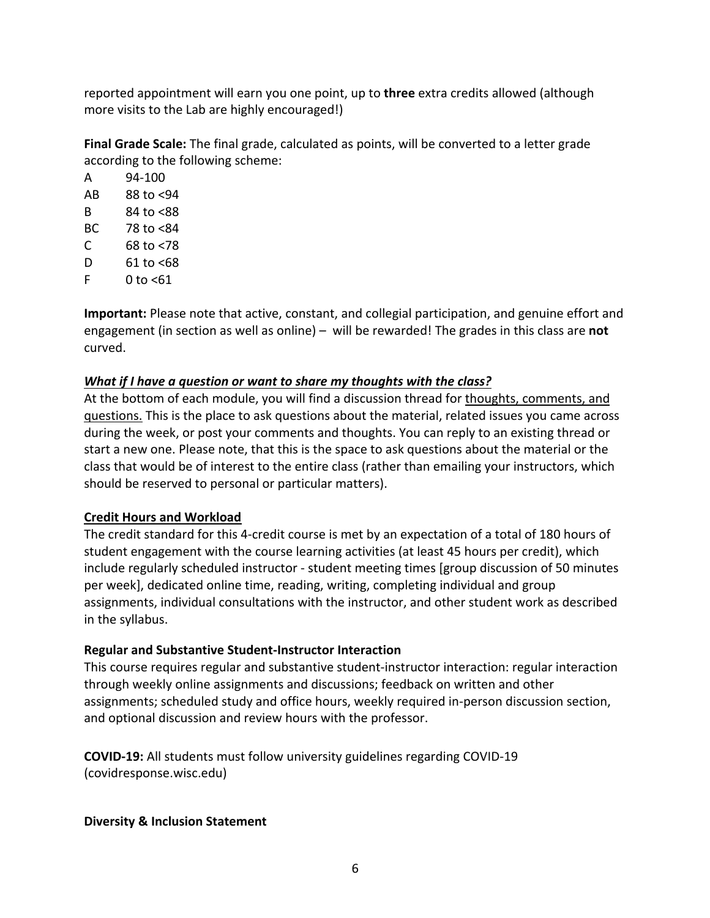reported appointment will earn you one point, up to **three** extra credits allowed (although more visits to the Lab are highly encouraged!)

**Final Grade Scale:** The final grade, calculated as points, will be converted to a letter grade according to the following scheme:

A 94-100
AB 88 to <94
B 84 to <88
BC 78 to <84
C 68 to <78
D 61 to <68
F 0 to <61

**Important:** Please note that active, constant, and collegial participation, and genuine effort and engagement (in section as well as online) – will be rewarded! The grades in this class are **not** curved.

***<u>What if I have a question or want to share my thoughts with the class?</u>***

At the bottom of each module, you will find a discussion thread for <u>thoughts, comments, and questions.</u> This is the place to ask questions about the material, related issues you came across during the week, or post your comments and thoughts. You can reply to an existing thread or start a new one. Please note, that this is the space to ask questions about the material or the class that would be of interest to the entire class (rather than emailing your instructors, which should be reserved to personal or particular matters).

**<u>Credit Hours and Workload</u>**

The credit standard for this 4-credit course is met by an expectation of a total of 180 hours of student engagement with the course learning activities (at least 45 hours per credit), which include regularly scheduled instructor - student meeting times [group discussion of 50 minutes per week], dedicated online time, reading, writing, completing individual and group assignments, individual consultations with the instructor, and other student work as described in the syllabus.

**Regular and Substantive Student-Instructor Interaction**

This course requires regular and substantive student-instructor interaction: regular interaction through weekly online assignments and discussions; feedback on written and other assignments; scheduled study and office hours, weekly required in-person discussion section, and optional discussion and review hours with the professor.

**COVID-19:** All students must follow university guidelines regarding COVID-19 (covidresponse.wisc.edu)

**Diversity & Inclusion Statement**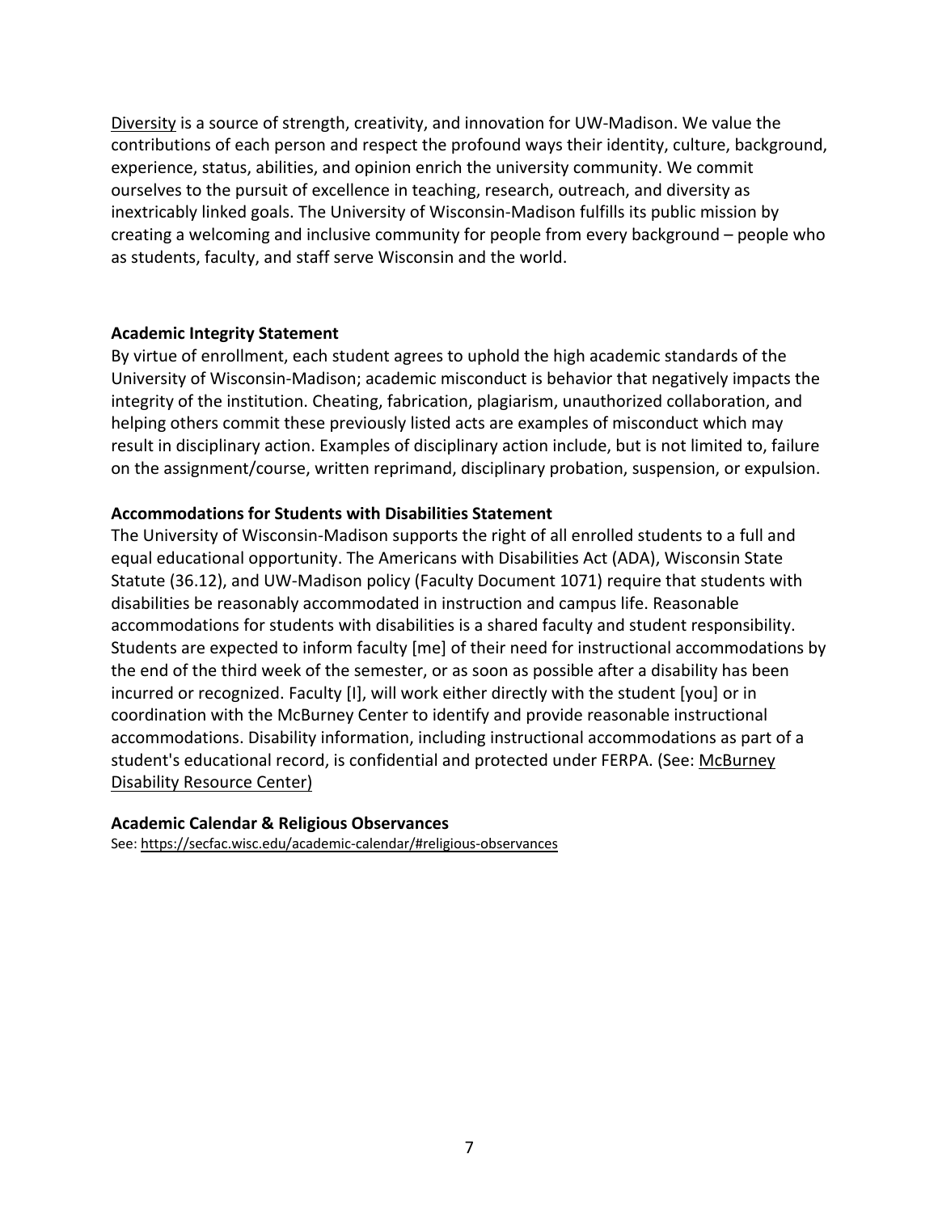Diversity is a source of strength, creativity, and innovation for UW-Madison. We value the contributions of each person and respect the profound ways their identity, culture, background, experience, status, abilities, and opinion enrich the university community. We commit ourselves to the pursuit of excellence in teaching, research, outreach, and diversity as inextricably linked goals. The University of Wisconsin-Madison fulfills its public mission by creating a welcoming and inclusive community for people from every background – people who as students, faculty, and staff serve Wisconsin and the world.

**Academic Integrity Statement**

By virtue of enrollment, each student agrees to uphold the high academic standards of the University of Wisconsin-Madison; academic misconduct is behavior that negatively impacts the integrity of the institution. Cheating, fabrication, plagiarism, unauthorized collaboration, and helping others commit these previously listed acts are examples of misconduct which may result in disciplinary action. Examples of disciplinary action include, but is not limited to, failure on the assignment/course, written reprimand, disciplinary probation, suspension, or expulsion.

**Accommodations for Students with Disabilities Statement**

The University of Wisconsin-Madison supports the right of all enrolled students to a full and equal educational opportunity. The Americans with Disabilities Act (ADA), Wisconsin State Statute (36.12), and UW-Madison policy (Faculty Document 1071) require that students with disabilities be reasonably accommodated in instruction and campus life. Reasonable accommodations for students with disabilities is a shared faculty and student responsibility. Students are expected to inform faculty [me] of their need for instructional accommodations by the end of the third week of the semester, or as soon as possible after a disability has been incurred or recognized. Faculty [I], will work either directly with the student [you] or in coordination with the McBurney Center to identify and provide reasonable instructional accommodations. Disability information, including instructional accommodations as part of a student's educational record, is confidential and protected under FERPA. (See: McBurney Disability Resource Center)

**Academic Calendar & Religious Observances**

See: https://secfac.wisc.edu/academic-calendar/#religious-observances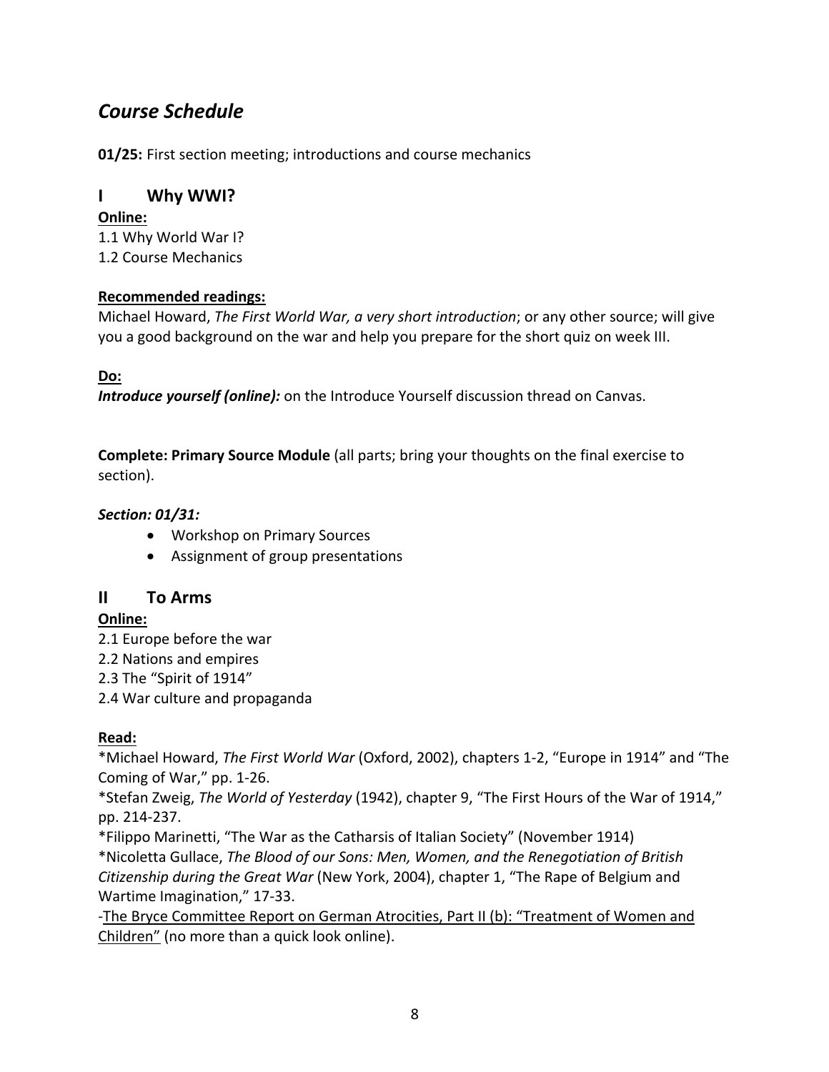# *Course Schedule*

**01/25:** First section meeting; introductions and course mechanics

## I Why WWI?

**Online:**

1.1 Why World War I?
1.2 Course Mechanics

**Recommended readings:**

Michael Howard, *The First World War, a very short introduction*; or any other source; will give you a good background on the war and help you prepare for the short quiz on week III.

**Do:**

***Introduce yourself (online):*** on the Introduce Yourself discussion thread on Canvas.

**Complete: Primary Source Module** (all parts; bring your thoughts on the final exercise to section).

***Section: 01/31:***

- Workshop on Primary Sources
- Assignment of group presentations

## II To Arms

**Online:**

2.1 Europe before the war
2.2 Nations and empires
2.3 The "Spirit of 1914"
2.4 War culture and propaganda

**Read:**

*Michael Howard, *The First World War* (Oxford, 2002), chapters 1-2, "Europe in 1914" and "The Coming of War," pp. 1-26.
*Stefan Zweig, *The World of Yesterday* (1942), chapter 9, "The First Hours of the War of 1914," pp. 214-237.
*Filippo Marinetti, "The War as the Catharsis of Italian Society" (November 1914)
*Nicoletta Gullace, *The Blood of our Sons: Men, Women, and the Renegotiation of British Citizenship during the Great War* (New York, 2004), chapter 1, "The Rape of Belgium and Wartime Imagination," 17-33.
-The Bryce Committee Report on German Atrocities, Part II (b): "Treatment of Women and Children" (no more than a quick look online).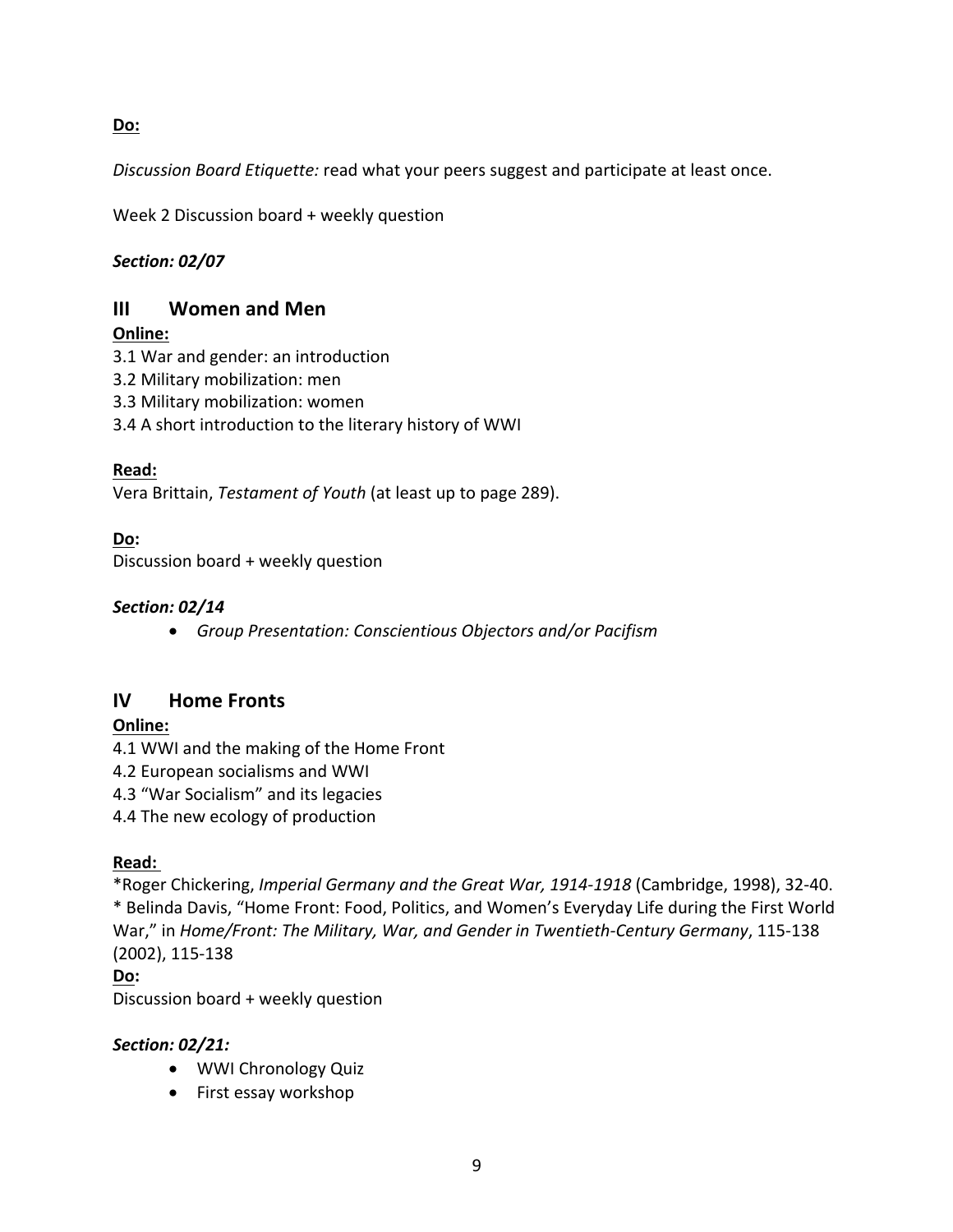**Do:**

*Discussion Board Etiquette:* read what your peers suggest and participate at least once.

Week 2 Discussion board + weekly question

***Section: 02/07***

## III Women and Men

**Online:**

3.1 War and gender: an introduction
3.2 Military mobilization: men
3.3 Military mobilization: women
3.4 A short introduction to the literary history of WWI

**Read:**

Vera Brittain, *Testament of Youth* (at least up to page 289).

**Do:**

Discussion board + weekly question

***Section: 02/14***

- *Group Presentation: Conscientious Objectors and/or Pacifism*

## IV Home Fronts

**Online:**

4.1 WWI and the making of the Home Front
4.2 European socialisms and WWI
4.3 "War Socialism" and its legacies
4.4 The new ecology of production

**Read:**

*Roger Chickering, *Imperial Germany and the Great War, 1914-1918* (Cambridge, 1998), 32-40.
* Belinda Davis, "Home Front: Food, Politics, and Women's Everyday Life during the First World War," in *Home/Front: The Military, War, and Gender in Twentieth-Century Germany*, 115-138 (2002), 115-138

**Do:**

Discussion board + weekly question

***Section: 02/21:***

- WWI Chronology Quiz
- First essay workshop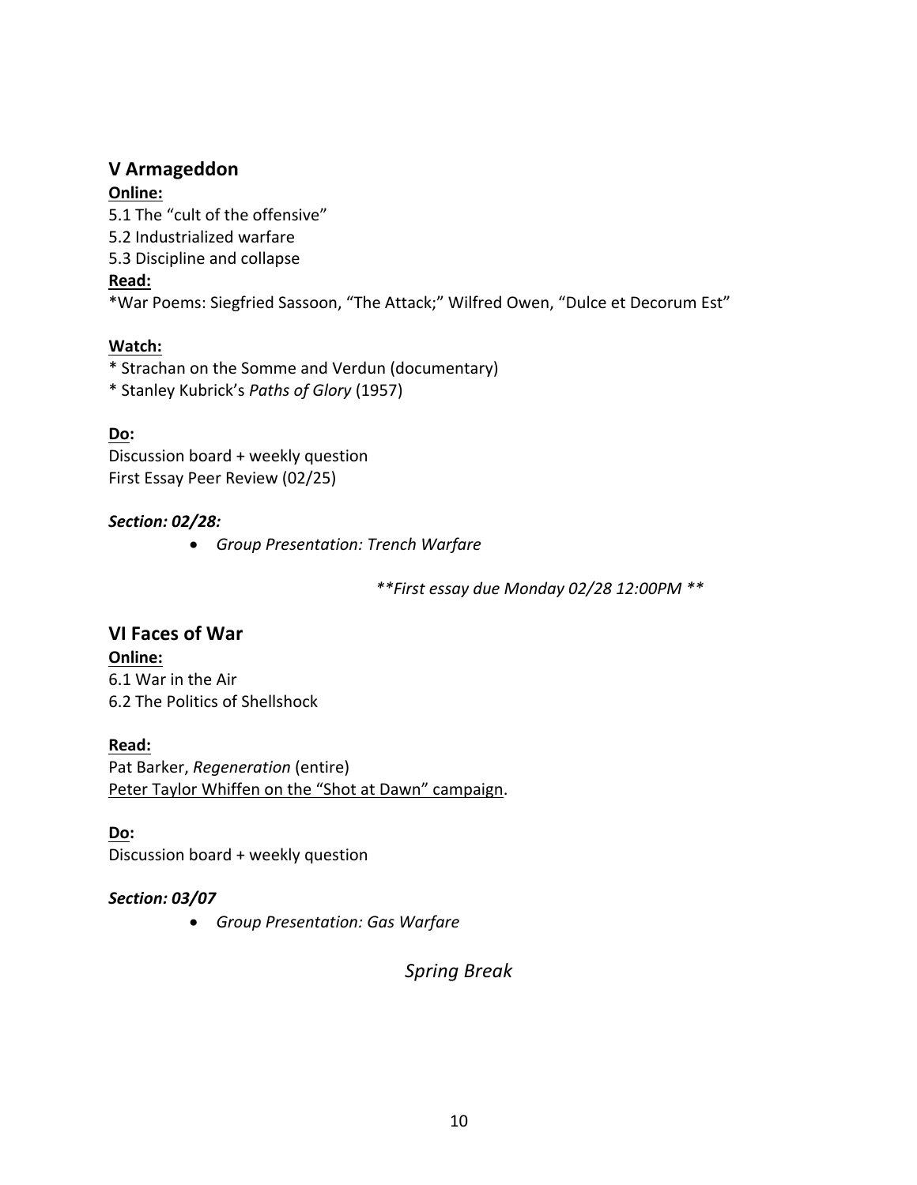## V Armageddon

**Online:**

5.1 The "cult of the offensive"
5.2 Industrialized warfare
5.3 Discipline and collapse

**Read:**

*War Poems: Siegfried Sassoon, "The Attack;" Wilfred Owen, "Dulce et Decorum Est"

**Watch:**

* Strachan on the Somme and Verdun (documentary)
* Stanley Kubrick's *Paths of Glory* (1957)

**Do:**

Discussion board + weekly question
First Essay Peer Review (02/25)

***Section: 02/28:***

- *Group Presentation: Trench Warfare*

***First essay due Monday 02/28 12:00PM***

## VI Faces of War

**Online:**

6.1 War in the Air
6.2 The Politics of Shellshock

**Read:**

Pat Barker, *Regeneration* (entire)
Peter Taylor Whiffen on the "Shot at Dawn" campaign.

**Do:**

Discussion board + weekly question

***Section: 03/07***

- *Group Presentation: Gas Warfare*

*Spring Break*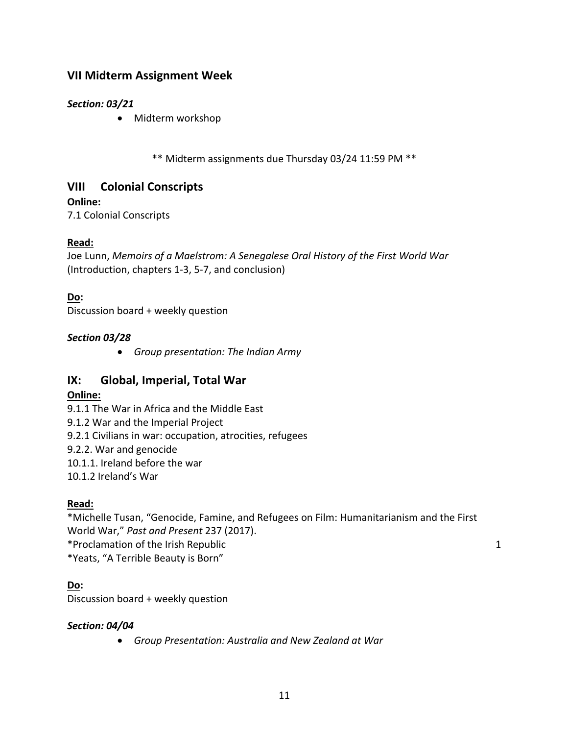## VII Midterm Assignment Week

***Section: 03/21***

- Midterm workshop

** Midterm assignments due Thursday 03/24 11:59 PM **

## VIII Colonial Conscripts

**Online:**

7.1 Colonial Conscripts

**Read:**

Joe Lunn, *Memoirs of a Maelstrom: A Senegalese Oral History of the First World War* (Introduction, chapters 1-3, 5-7, and conclusion)

**Do:**

Discussion board + weekly question

***Section 03/28***

- *Group presentation: The Indian Army*

## IX: Global, Imperial, Total War

**Online:**

9.1.1 The War in Africa and the Middle East
9.1.2 War and the Imperial Project
9.2.1 Civilians in war: occupation, atrocities, refugees
9.2.2. War and genocide
10.1.1. Ireland before the war
10.1.2 Ireland's War

**Read:**

*Michelle Tusan, "Genocide, Famine, and Refugees on Film: Humanitarianism and the First World War," *Past and Present* 237 (2017).
*Proclamation of the Irish Republic
*Yeats, "A Terrible Beauty is Born"

**Do:**

Discussion board + weekly question

***Section: 04/04***

- *Group Presentation: Australia and New Zealand at War*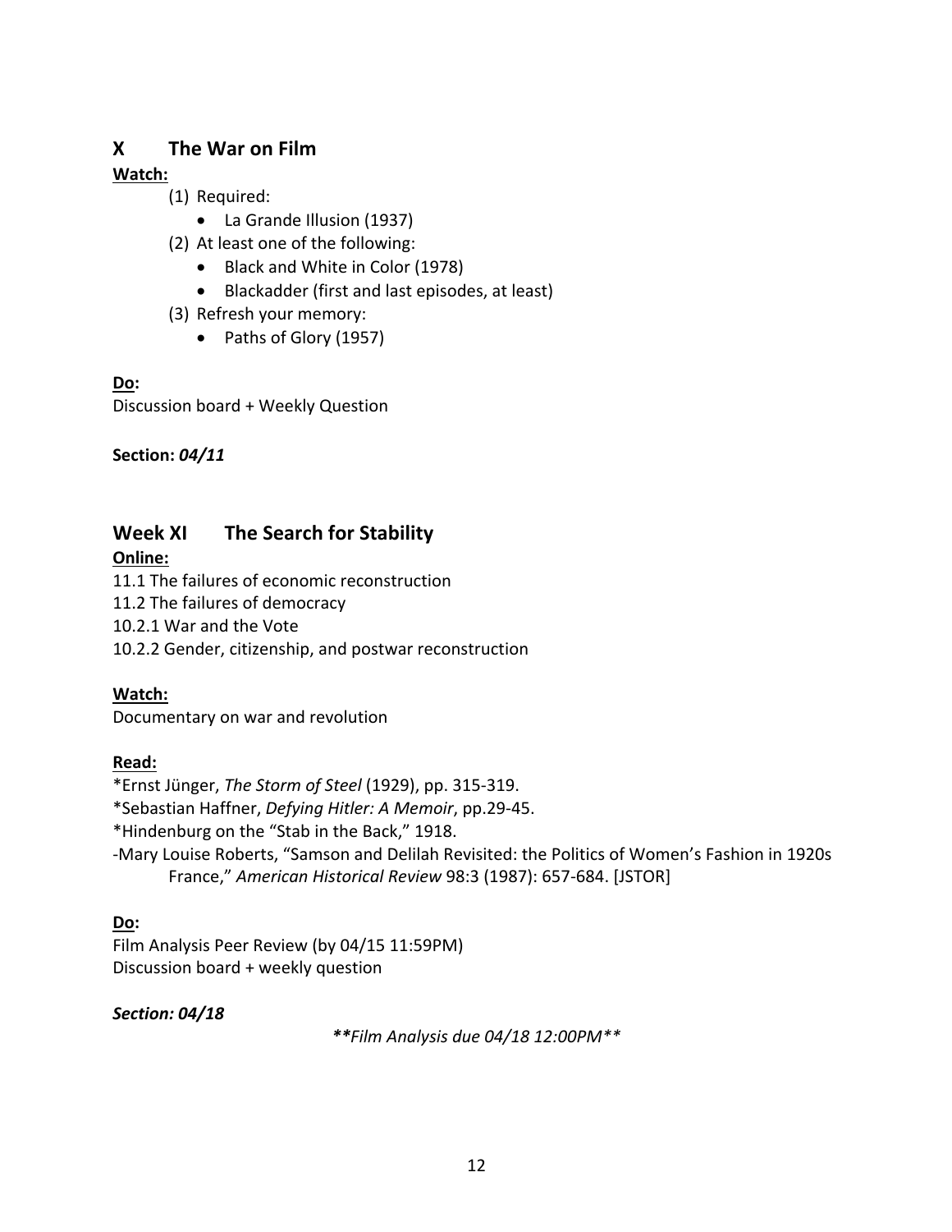## X The War on Film

**Watch:**

(1) Required:
- La Grande Illusion (1937)

(2) At least one of the following:
- Black and White in Color (1978)
- Blackadder (first and last episodes, at least)

(3) Refresh your memory:
- Paths of Glory (1957)

**Do:**

Discussion board + Weekly Question

**Section:** ***04/11***

## Week XI The Search for Stability

**Online:**

11.1 The failures of economic reconstruction
11.2 The failures of democracy
10.2.1 War and the Vote
10.2.2 Gender, citizenship, and postwar reconstruction

**Watch:**

Documentary on war and revolution

**Read:**

*Ernst Jünger, *The Storm of Steel* (1929), pp. 315-319.
*Sebastian Haffner, *Defying Hitler: A Memoir*, pp.29-45.
*Hindenburg on the "Stab in the Back," 1918.
-Mary Louise Roberts, "Samson and Delilah Revisited: the Politics of Women's Fashion in 1920s France," *American Historical Review* 98:3 (1987): 657-684. [JSTOR]

**Do:**

Film Analysis Peer Review (by 04/15 11:59PM)
Discussion board + weekly question

***Section: 04/18***

***\*\*Film Analysis due 04/18 12:00PM\*\****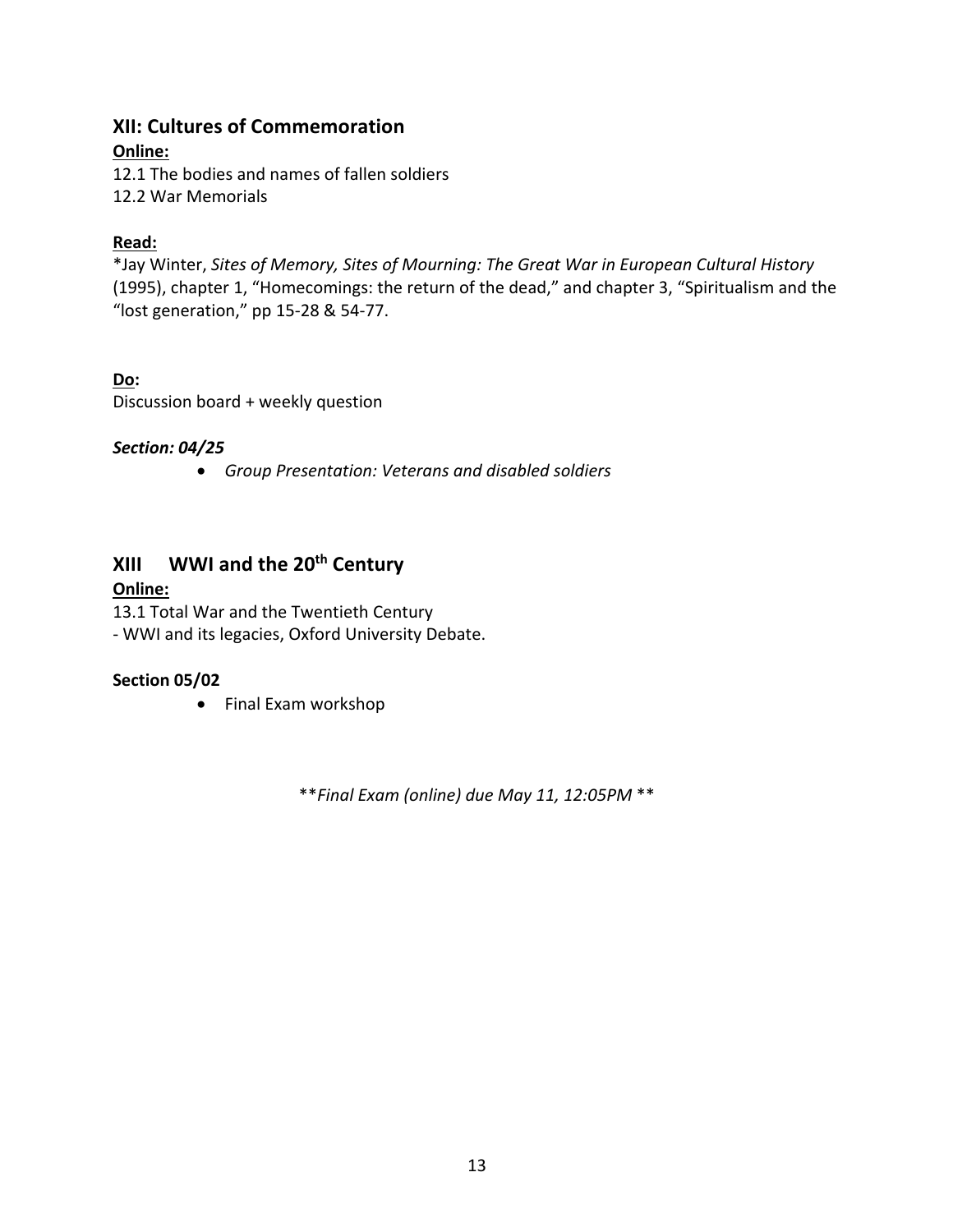## XII: Cultures of Commemoration

**Online:**

12.1 The bodies and names of fallen soldiers
12.2 War Memorials

**Read:**

*Jay Winter, *Sites of Memory, Sites of Mourning: The Great War in European Cultural History* (1995), chapter 1, "Homecomings: the return of the dead," and chapter 3, "Spiritualism and the "lost generation," pp 15-28 & 54-77.

**Do:**

Discussion board + weekly question

***Section: 04/25***

- *Group Presentation: Veterans and disabled soldiers*

## XIII WWI and the 20th Century

**Online:**

13.1 Total War and the Twentieth Century
- WWI and its legacies, Oxford University Debate.

**Section 05/02**

- Final Exam workshop

***Final Exam (online) due May 11, 12:05PM***